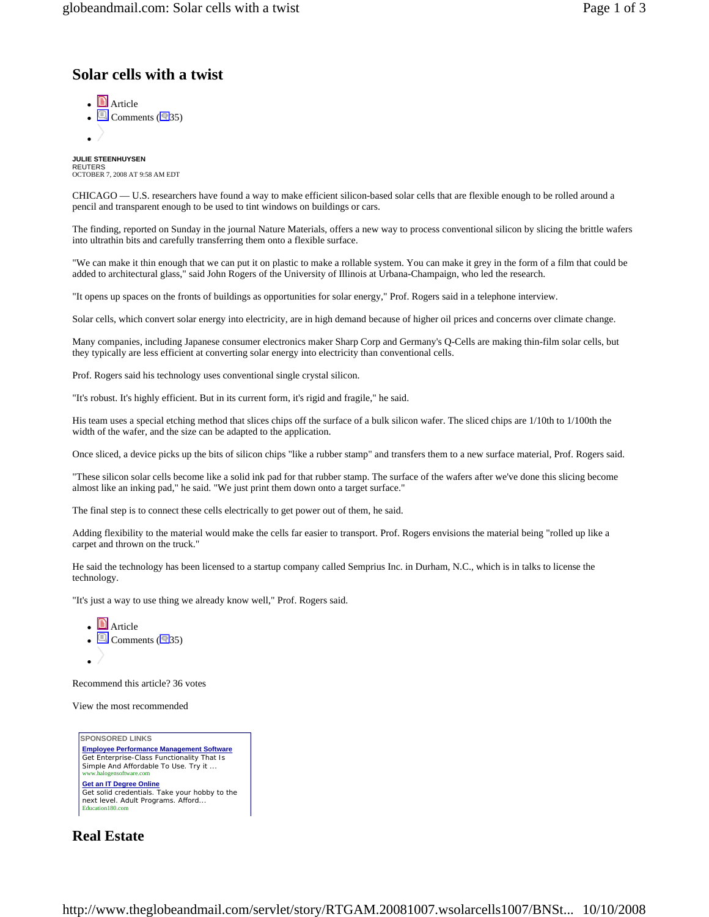# Solar cells with a twist

- Article
- Comments (35)
-

**JULIE STEENHUYSEN**
REUTERS
OCTOBER 7, 2008 AT 9:58 AM EDT

CHICAGO — U.S. researchers have found a way to make efficient silicon-based solar cells that are flexible enough to be rolled around a pencil and transparent enough to be used to tint windows on buildings or cars.

The finding, reported on Sunday in the journal Nature Materials, offers a new way to process conventional silicon by slicing the brittle wafers into ultrathin bits and carefully transferring them onto a flexible surface.

"We can make it thin enough that we can put it on plastic to make a rollable system. You can make it grey in the form of a film that could be added to architectural glass," said John Rogers of the University of Illinois at Urbana-Champaign, who led the research.

"It opens up spaces on the fronts of buildings as opportunities for solar energy," Prof. Rogers said in a telephone interview.

Solar cells, which convert solar energy into electricity, are in high demand because of higher oil prices and concerns over climate change.

Many companies, including Japanese consumer electronics maker Sharp Corp and Germany's Q-Cells are making thin-film solar cells, but they typically are less efficient at converting solar energy into electricity than conventional cells.

Prof. Rogers said his technology uses conventional single crystal silicon.

"It's robust. It's highly efficient. But in its current form, it's rigid and fragile," he said.

His team uses a special etching method that slices chips off the surface of a bulk silicon wafer. The sliced chips are 1/10th to 1/100th the width of the wafer, and the size can be adapted to the application.

Once sliced, a device picks up the bits of silicon chips "like a rubber stamp" and transfers them to a new surface material, Prof. Rogers said.

"These silicon solar cells become like a solid ink pad for that rubber stamp. The surface of the wafers after we've done this slicing become almost like an inking pad," he said. "We just print them down onto a target surface."

The final step is to connect these cells electrically to get power out of them, he said.

Adding flexibility to the material would make the cells far easier to transport. Prof. Rogers envisions the material being "rolled up like a carpet and thrown on the truck."

He said the technology has been licensed to a startup company called Semprius Inc. in Durham, N.C., which is in talks to license the technology.

"It's just a way to use thing we already know well," Prof. Rogers said.

- Article
- Comments (35)
-

Recommend this article? 36 votes

View the most recommended

SPONSORED LINKS

**Employee Performance Management Software**
Get Enterprise-Class Functionality That Is Simple And Affordable To Use. Try it ...
www.halogensoftware.com

**Get an IT Degree Online**
Get solid credentials. Take your hobby to the next level. Adult Programs. Afford...
Education180.com

## Real Estate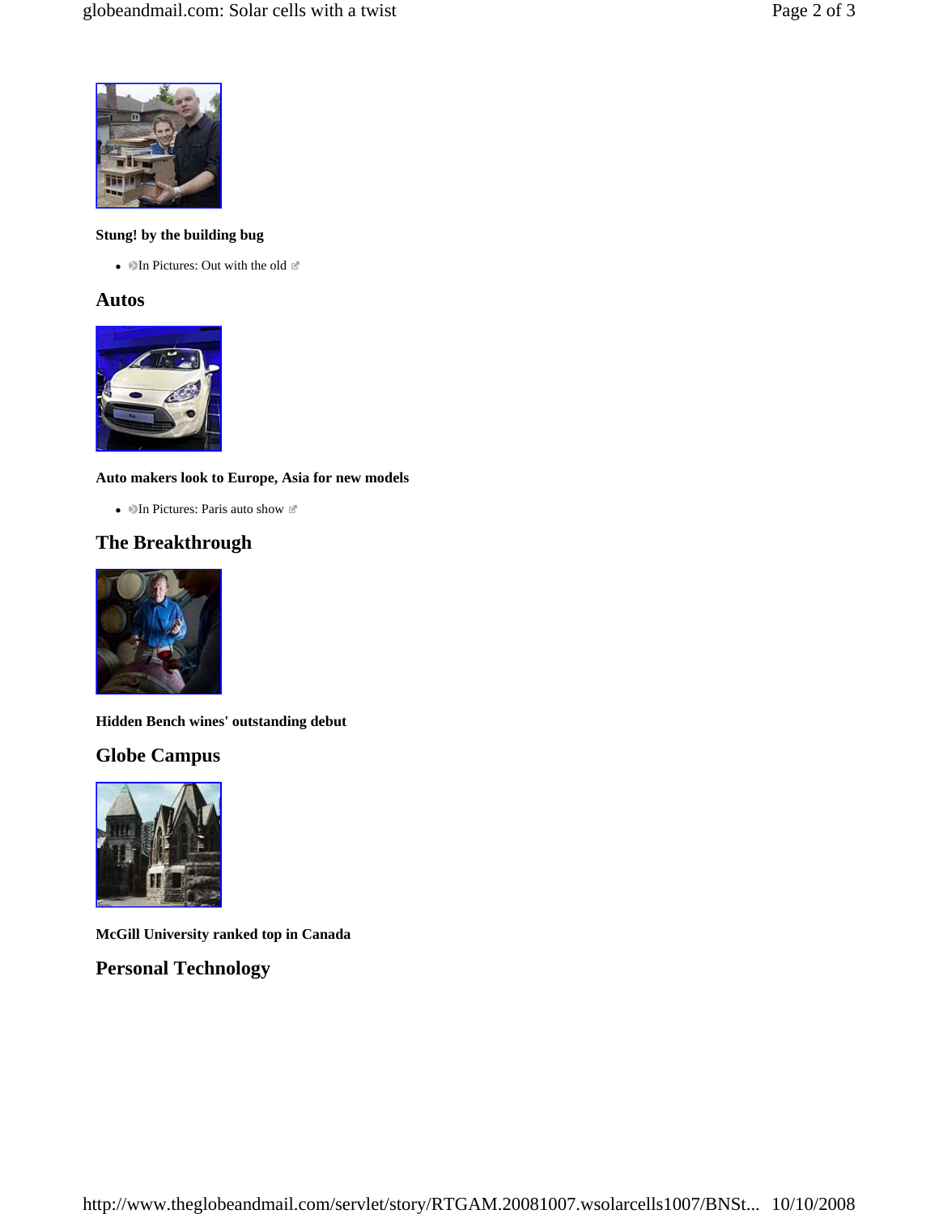**Stung! by the building bug**

- In Pictures: Out with the old

## Autos

**Auto makers look to Europe, Asia for new models**

- In Pictures: Paris auto show

## The Breakthrough

**Hidden Bench wines' outstanding debut**

## Globe Campus

**McGill University ranked top in Canada**

## Personal Technology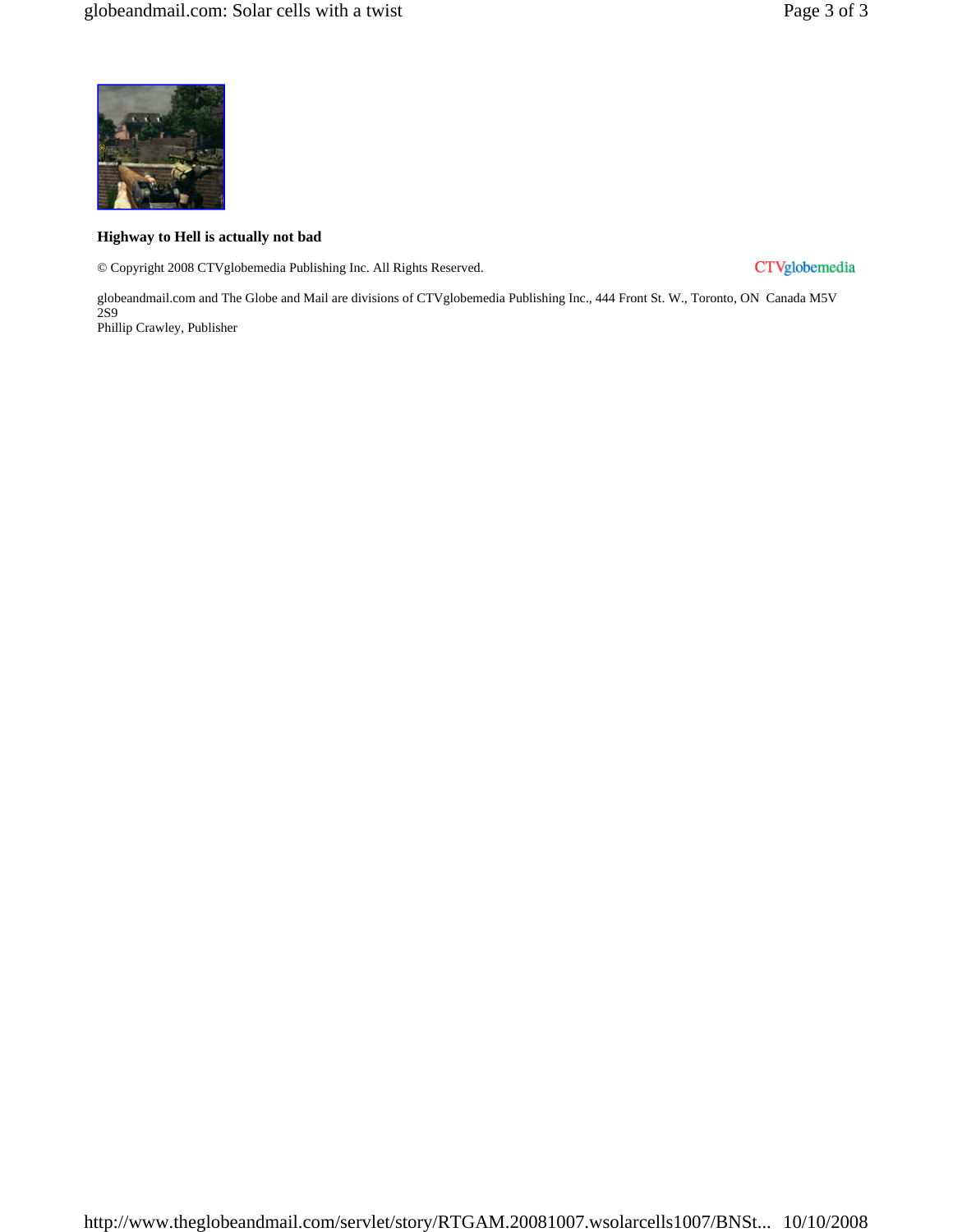**Highway to Hell is actually not bad**

© Copyright 2008 CTVglobemedia Publishing Inc. All Rights Reserved.

CTVglobemedia

globeandmail.com and The Globe and Mail are divisions of CTVglobemedia Publishing Inc., 444 Front St. W., Toronto, ON Canada M5V 2S9
Phillip Crawley, Publisher